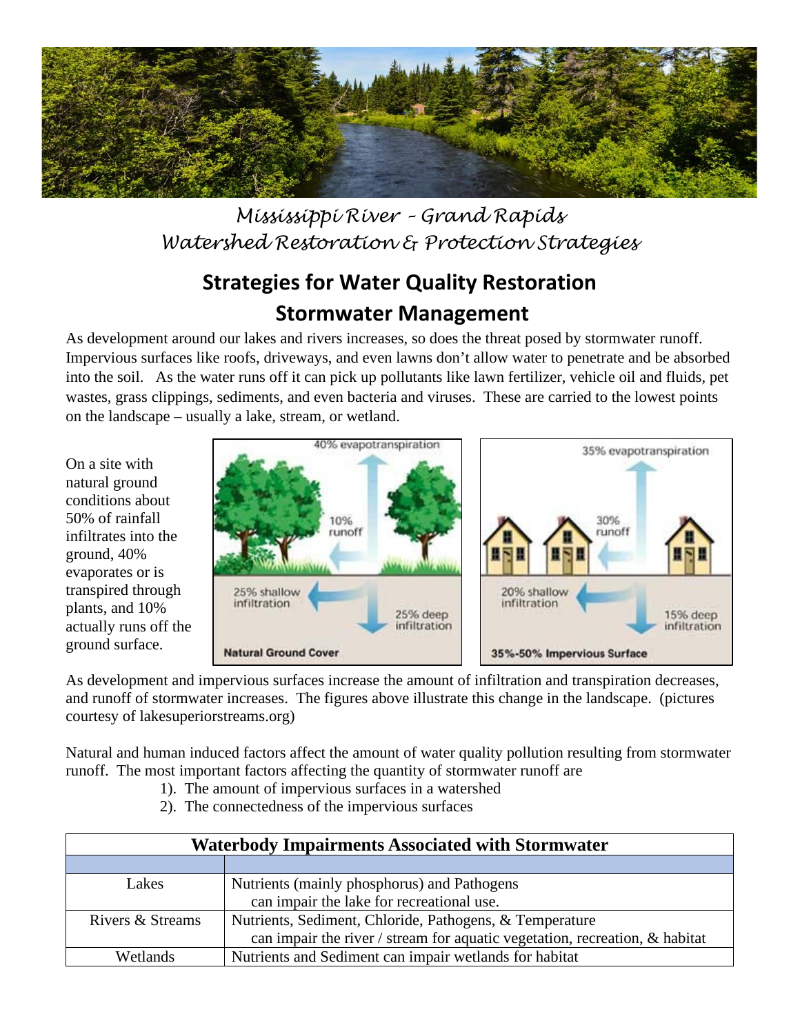# Mississippi River – Grand Rapids Watershed Restoration & Protection Strategies

## Strategies for Water Quality Restoration

## Stormwater Management

As development around our lakes and rivers increases, so does the threat posed by stormwater runoff. Impervious surfaces like roofs, driveways, and even lawns don't allow water to penetrate and be absorbed into the soil. As the water runs off it can pick up pollutants like lawn fertilizer, vehicle oil and fluids, pet wastes, grass clippings, sediments, and even bacteria and viruses. These are carried to the lowest points on the landscape – usually a lake, stream, or wetland.

On a site with natural ground conditions about 50% of rainfall infiltrates into the ground, 40% evaporates or is transpired through plants, and 10% actually runs off the ground surface.

As development and impervious surfaces increase the amount of infiltration and transpiration decreases, and runoff of stormwater increases. The figures above illustrate this change in the landscape. (pictures courtesy of lakesuperiorstreams.org)

Natural and human induced factors affect the amount of water quality pollution resulting from stormwater runoff. The most important factors affecting the quantity of stormwater runoff are

1). The amount of impervious surfaces in a watershed
2). The connectedness of the impervious surfaces

| Waterbody Impairments Associated with Stormwater | |
|---|---|
| | |
| Lakes | Nutrients (mainly phosphorus) and Pathogens can impair the lake for recreational use. |
| Rivers & Streams | Nutrients, Sediment, Chloride, Pathogens, & Temperature can impair the river / stream for aquatic vegetation, recreation, & habitat |
| Wetlands | Nutrients and Sediment can impair wetlands for habitat |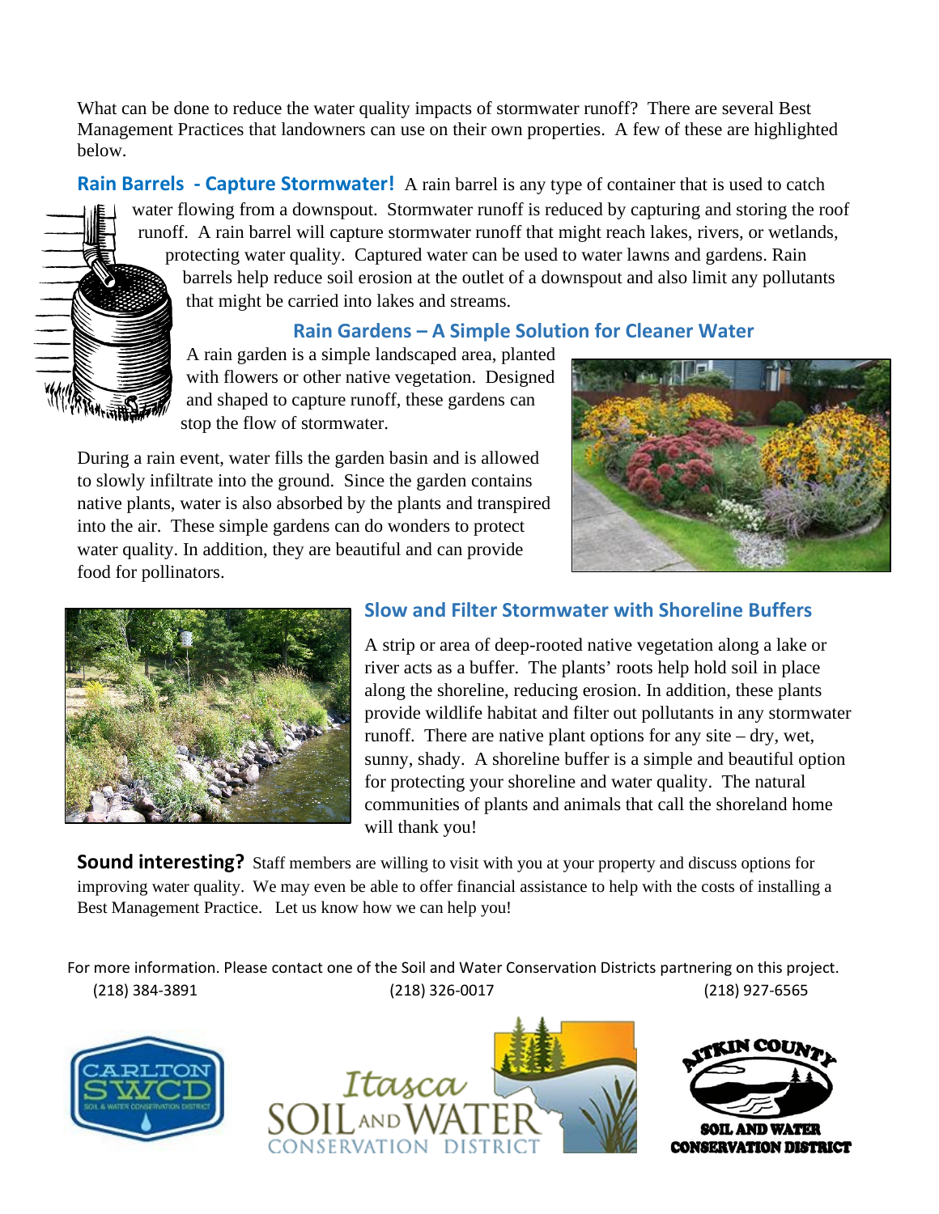What can be done to reduce the water quality impacts of stormwater runoff? There are several Best Management Practices that landowners can use on their own properties. A few of these are highlighted below.

**Rain Barrels - Capture Stormwater!** A rain barrel is any type of container that is used to catch water flowing from a downspout. Stormwater runoff is reduced by capturing and storing the roof runoff. A rain barrel will capture stormwater runoff that might reach lakes, rivers, or wetlands, protecting water quality. Captured water can be used to water lawns and gardens. Rain barrels help reduce soil erosion at the outlet of a downspout and also limit any pollutants that might be carried into lakes and streams.

## Rain Gardens – A Simple Solution for Cleaner Water

A rain garden is a simple landscaped area, planted with flowers or other native vegetation. Designed and shaped to capture runoff, these gardens can stop the flow of stormwater.

During a rain event, water fills the garden basin and is allowed to slowly infiltrate into the ground. Since the garden contains native plants, water is also absorbed by the plants and transpired into the air. These simple gardens can do wonders to protect water quality. In addition, they are beautiful and can provide food for pollinators.

## Slow and Filter Stormwater with Shoreline Buffers

A strip or area of deep-rooted native vegetation along a lake or river acts as a buffer. The plants' roots help hold soil in place along the shoreline, reducing erosion. In addition, these plants provide wildlife habitat and filter out pollutants in any stormwater runoff. There are native plant options for any site – dry, wet, sunny, shady. A shoreline buffer is a simple and beautiful option for protecting your shoreline and water quality. The natural communities of plants and animals that call the shoreland home will thank you!

**Sound interesting?** Staff members are willing to visit with you at your property and discuss options for improving water quality. We may even be able to offer financial assistance to help with the costs of installing a Best Management Practice. Let us know how we can help you!

For more information. Please contact one of the Soil and Water Conservation Districts partnering on this project.

(218) 384-3891 (218) 326-0017 (218) 927-6565

CARLTON SWCD – SOIL & WATER CONSERVATION DISTRICT

Itasca SOIL AND WATER CONSERVATION DISTRICT

AITKIN COUNTY SOIL AND WATER CONSERVATION DISTRICT